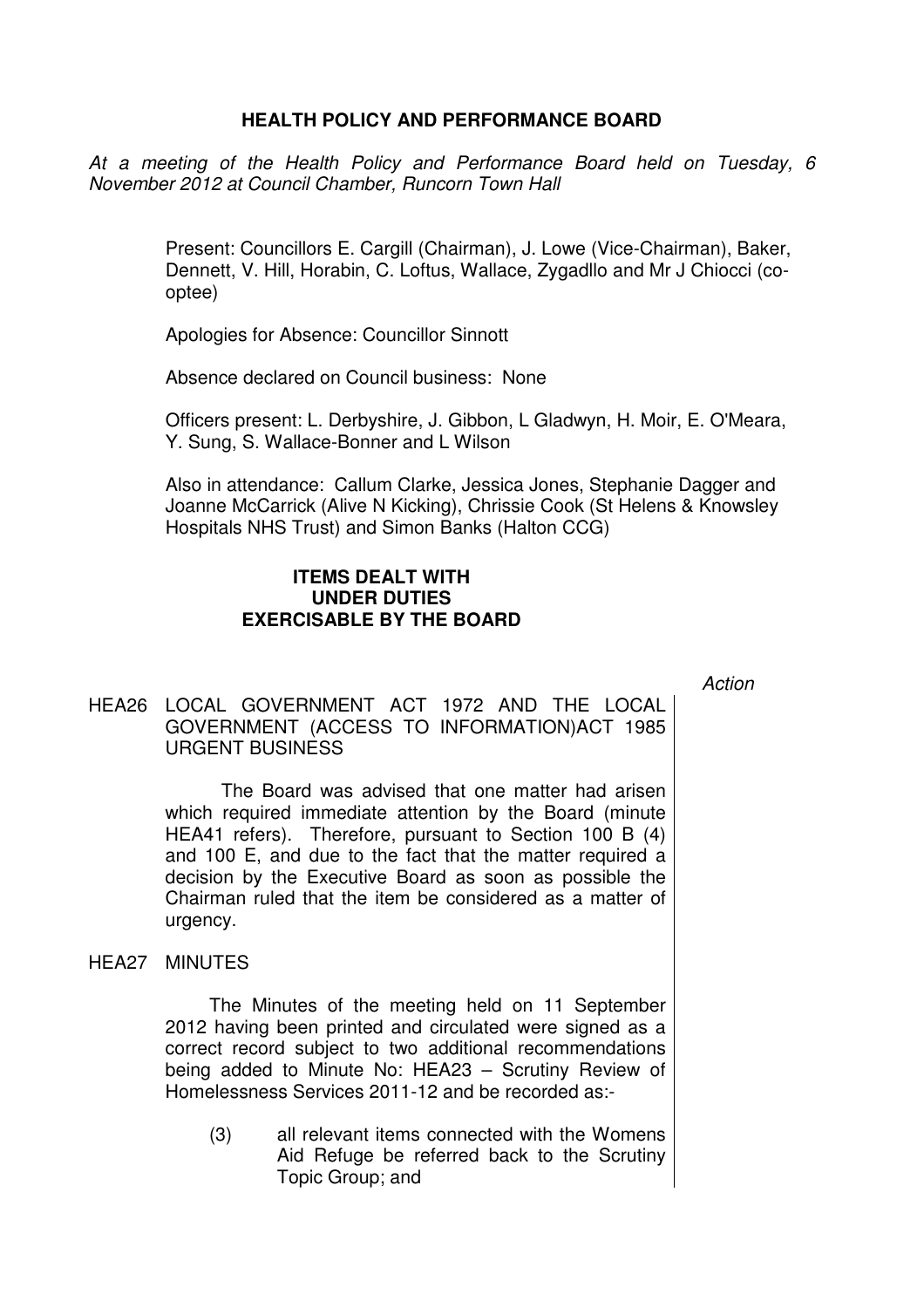# HEALTH POLICY AND PERFORMANCE BOARD

*At a meeting of the Health Policy and Performance Board held on Tuesday, 6 November 2012 at Council Chamber, Runcorn Town Hall*

Present: Councillors E. Cargill (Chairman), J. Lowe (Vice-Chairman), Baker, Dennett, V. Hill, Horabin, C. Loftus, Wallace, Zygadllo and Mr J Chiocci (co-optee)

Apologies for Absence: Councillor Sinnott

Absence declared on Council business: None

Officers present: L. Derbyshire, J. Gibbon, L Gladwyn, H. Moir, E. O'Meara, Y. Sung, S. Wallace-Bonner and L Wilson

Also in attendance: Callum Clarke, Jessica Jones, Stephanie Dagger and Joanne McCarrick (Alive N Kicking), Chrissie Cook (St Helens & Knowsley Hospitals NHS Trust) and Simon Banks (Halton CCG)

## ITEMS DEALT WITH UNDER DUTIES EXERCISABLE BY THE BOARD

*Action*

### HEA26 LOCAL GOVERNMENT ACT 1972 AND THE LOCAL GOVERNMENT (ACCESS TO INFORMATION)ACT 1985 URGENT BUSINESS

The Board was advised that one matter had arisen which required immediate attention by the Board (minute HEA41 refers). Therefore, pursuant to Section 100 B (4) and 100 E, and due to the fact that the matter required a decision by the Executive Board as soon as possible the Chairman ruled that the item be considered as a matter of urgency.

### HEA27 MINUTES

The Minutes of the meeting held on 11 September 2012 having been printed and circulated were signed as a correct record subject to two additional recommendations being added to Minute No: HEA23 – Scrutiny Review of Homelessness Services 2011-12 and be recorded as:-

(3) all relevant items connected with the Womens Aid Refuge be referred back to the Scrutiny Topic Group; and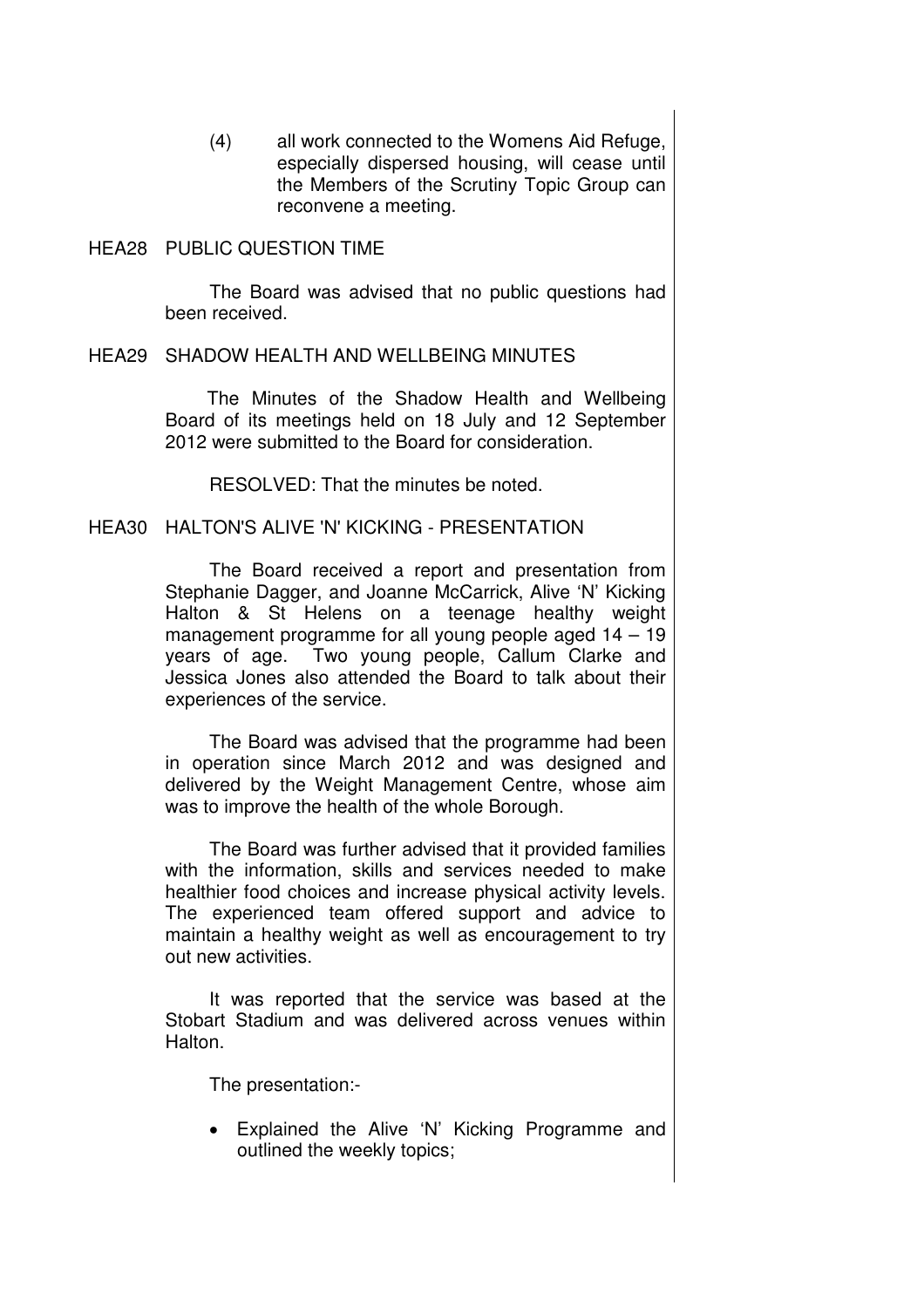(4) all work connected to the Womens Aid Refuge, especially dispersed housing, will cease until the Members of the Scrutiny Topic Group can reconvene a meeting.

HEA28 PUBLIC QUESTION TIME

The Board was advised that no public questions had been received.

HEA29 SHADOW HEALTH AND WELLBEING MINUTES

The Minutes of the Shadow Health and Wellbeing Board of its meetings held on 18 July and 12 September 2012 were submitted to the Board for consideration.

RESOLVED: That the minutes be noted.

HEA30 HALTON'S ALIVE 'N' KICKING - PRESENTATION

The Board received a report and presentation from Stephanie Dagger, and Joanne McCarrick, Alive 'N' Kicking Halton & St Helens on a teenage healthy weight management programme for all young people aged 14 – 19 years of age. Two young people, Callum Clarke and Jessica Jones also attended the Board to talk about their experiences of the service.

The Board was advised that the programme had been in operation since March 2012 and was designed and delivered by the Weight Management Centre, whose aim was to improve the health of the whole Borough.

The Board was further advised that it provided families with the information, skills and services needed to make healthier food choices and increase physical activity levels. The experienced team offered support and advice to maintain a healthy weight as well as encouragement to try out new activities.

It was reported that the service was based at the Stobart Stadium and was delivered across venues within Halton.

The presentation:-

- Explained the Alive 'N' Kicking Programme and outlined the weekly topics;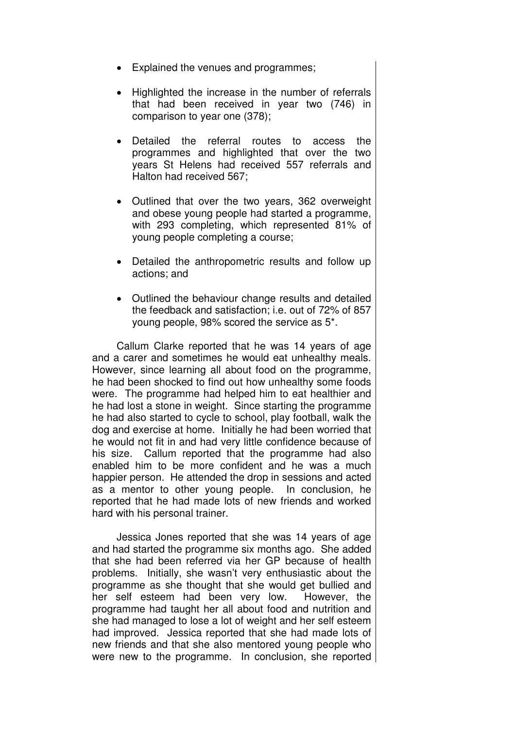- Explained the venues and programmes;

- Highlighted the increase in the number of referrals that had been received in year two (746) in comparison to year one (378);

- Detailed the referral routes to access the programmes and highlighted that over the two years St Helens had received 557 referrals and Halton had received 567;

- Outlined that over the two years, 362 overweight and obese young people had started a programme, with 293 completing, which represented 81% of young people completing a course;

- Detailed the anthropometric results and follow up actions; and

- Outlined the behaviour change results and detailed the feedback and satisfaction; i.e. out of 72% of 857 young people, 98% scored the service as 5*.

Callum Clarke reported that he was 14 years of age and a carer and sometimes he would eat unhealthy meals. However, since learning all about food on the programme, he had been shocked to find out how unhealthy some foods were. The programme had helped him to eat healthier and he had lost a stone in weight. Since starting the programme he had also started to cycle to school, play football, walk the dog and exercise at home. Initially he had been worried that he would not fit in and had very little confidence because of his size. Callum reported that the programme had also enabled him to be more confident and he was a much happier person. He attended the drop in sessions and acted as a mentor to other young people. In conclusion, he reported that he had made lots of new friends and worked hard with his personal trainer.

Jessica Jones reported that she was 14 years of age and had started the programme six months ago. She added that she had been referred via her GP because of health problems. Initially, she wasn't very enthusiastic about the programme as she thought that she would get bullied and her self esteem had been very low. However, the programme had taught her all about food and nutrition and she had managed to lose a lot of weight and her self esteem had improved. Jessica reported that she had made lots of new friends and that she also mentored young people who were new to the programme. In conclusion, she reported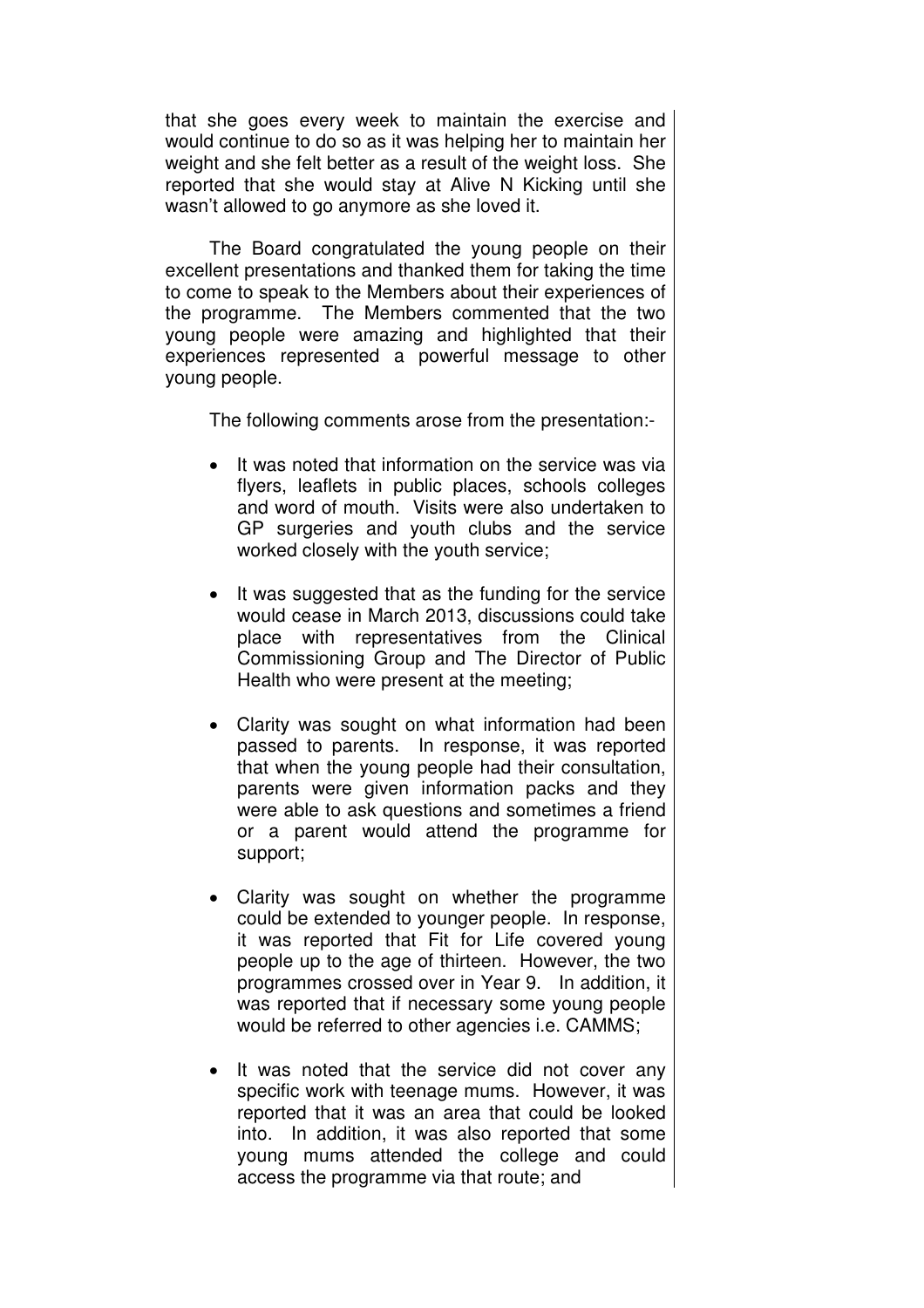that she goes every week to maintain the exercise and would continue to do so as it was helping her to maintain her weight and she felt better as a result of the weight loss. She reported that she would stay at Alive N Kicking until she wasn't allowed to go anymore as she loved it.

The Board congratulated the young people on their excellent presentations and thanked them for taking the time to come to speak to the Members about their experiences of the programme. The Members commented that the two young people were amazing and highlighted that their experiences represented a powerful message to other young people.

The following comments arose from the presentation:-

- It was noted that information on the service was via flyers, leaflets in public places, schools colleges and word of mouth. Visits were also undertaken to GP surgeries and youth clubs and the service worked closely with the youth service;

- It was suggested that as the funding for the service would cease in March 2013, discussions could take place with representatives from the Clinical Commissioning Group and The Director of Public Health who were present at the meeting;

- Clarity was sought on what information had been passed to parents. In response, it was reported that when the young people had their consultation, parents were given information packs and they were able to ask questions and sometimes a friend or a parent would attend the programme for support;

- Clarity was sought on whether the programme could be extended to younger people. In response, it was reported that Fit for Life covered young people up to the age of thirteen. However, the two programmes crossed over in Year 9. In addition, it was reported that if necessary some young people would be referred to other agencies i.e. CAMMS;

- It was noted that the service did not cover any specific work with teenage mums. However, it was reported that it was an area that could be looked into. In addition, it was also reported that some young mums attended the college and could access the programme via that route; and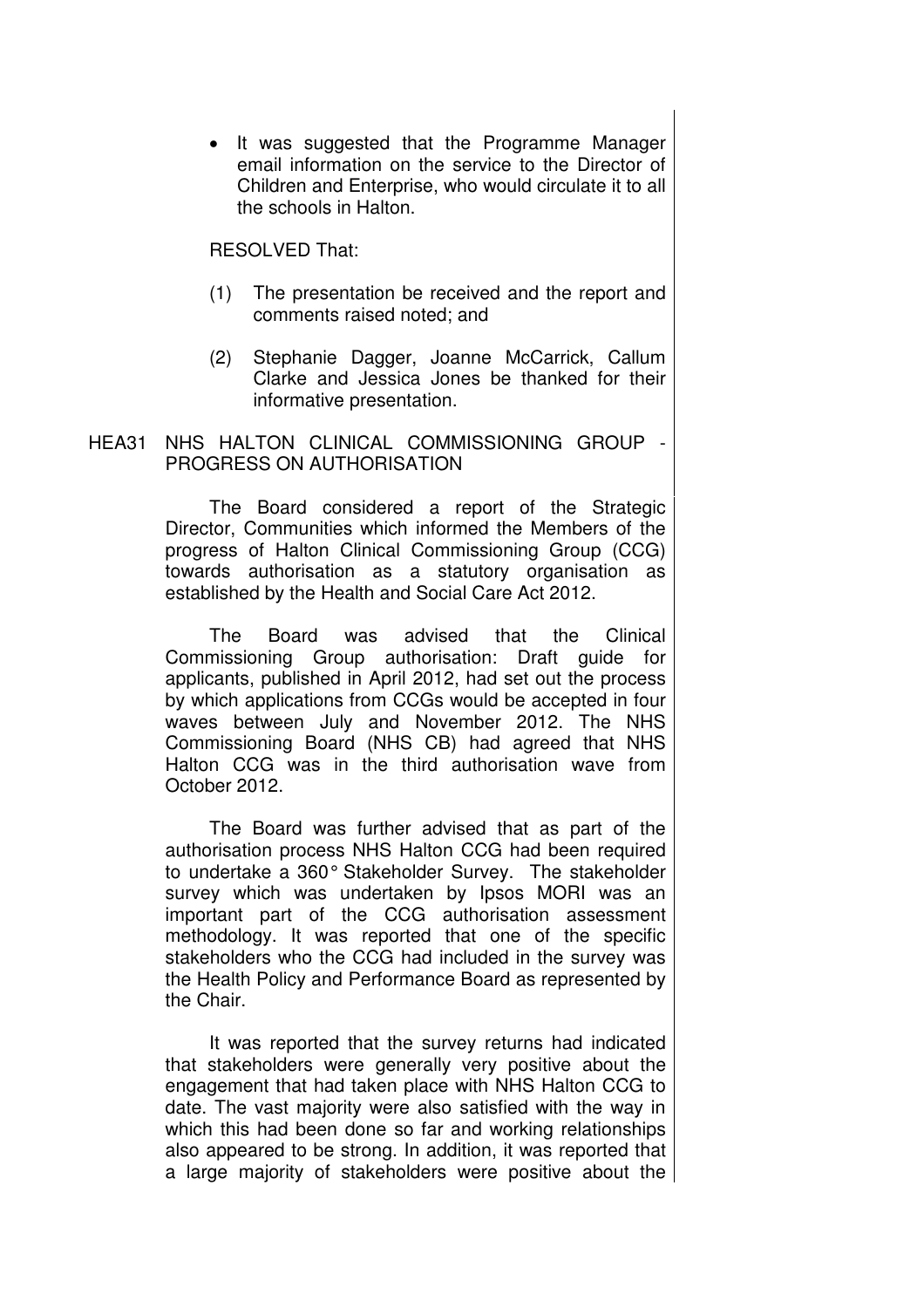- It was suggested that the Programme Manager email information on the service to the Director of Children and Enterprise, who would circulate it to all the schools in Halton.

RESOLVED That:

(1) The presentation be received and the report and comments raised noted; and

(2) Stephanie Dagger, Joanne McCarrick, Callum Clarke and Jessica Jones be thanked for their informative presentation.

HEA31 NHS HALTON CLINICAL COMMISSIONING GROUP - PROGRESS ON AUTHORISATION

The Board considered a report of the Strategic Director, Communities which informed the Members of the progress of Halton Clinical Commissioning Group (CCG) towards authorisation as a statutory organisation as established by the Health and Social Care Act 2012.

The Board was advised that the Clinical Commissioning Group authorisation: Draft guide for applicants, published in April 2012, had set out the process by which applications from CCGs would be accepted in four waves between July and November 2012. The NHS Commissioning Board (NHS CB) had agreed that NHS Halton CCG was in the third authorisation wave from October 2012.

The Board was further advised that as part of the authorisation process NHS Halton CCG had been required to undertake a 360° Stakeholder Survey. The stakeholder survey which was undertaken by Ipsos MORI was an important part of the CCG authorisation assessment methodology. It was reported that one of the specific stakeholders who the CCG had included in the survey was the Health Policy and Performance Board as represented by the Chair.

It was reported that the survey returns had indicated that stakeholders were generally very positive about the engagement that had taken place with NHS Halton CCG to date. The vast majority were also satisfied with the way in which this had been done so far and working relationships also appeared to be strong. In addition, it was reported that a large majority of stakeholders were positive about the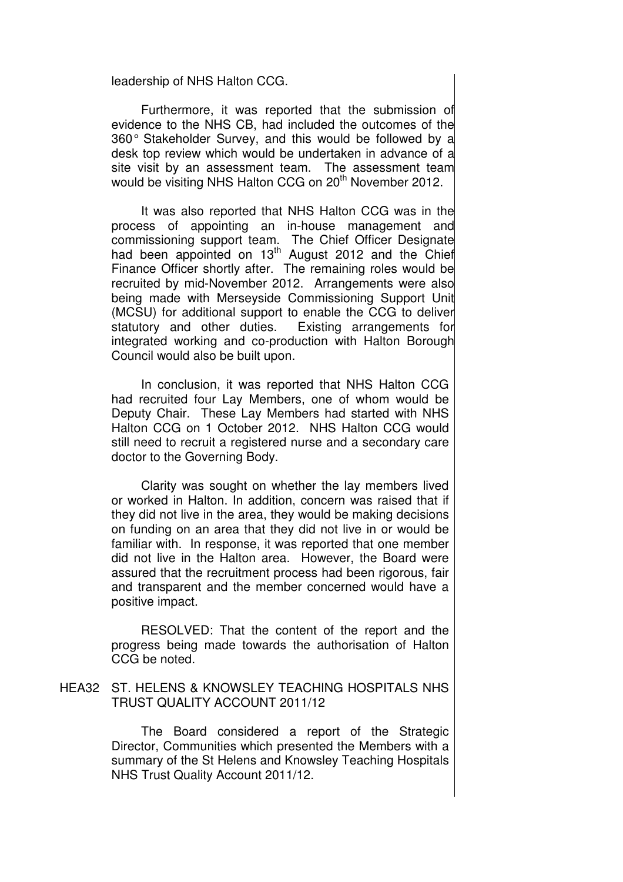leadership of NHS Halton CCG.

Furthermore, it was reported that the submission of evidence to the NHS CB, had included the outcomes of the 360° Stakeholder Survey, and this would be followed by a desk top review which would be undertaken in advance of a site visit by an assessment team. The assessment team would be visiting NHS Halton CCG on 20th November 2012.

It was also reported that NHS Halton CCG was in the process of appointing an in-house management and commissioning support team. The Chief Officer Designate had been appointed on 13th August 2012 and the Chief Finance Officer shortly after. The remaining roles would be recruited by mid-November 2012. Arrangements were also being made with Merseyside Commissioning Support Unit (MCSU) for additional support to enable the CCG to deliver statutory and other duties. Existing arrangements for integrated working and co-production with Halton Borough Council would also be built upon.

In conclusion, it was reported that NHS Halton CCG had recruited four Lay Members, one of whom would be Deputy Chair. These Lay Members had started with NHS Halton CCG on 1 October 2012. NHS Halton CCG would still need to recruit a registered nurse and a secondary care doctor to the Governing Body.

Clarity was sought on whether the lay members lived or worked in Halton. In addition, concern was raised that if they did not live in the area, they would be making decisions on funding on an area that they did not live in or would be familiar with. In response, it was reported that one member did not live in the Halton area. However, the Board were assured that the recruitment process had been rigorous, fair and transparent and the member concerned would have a positive impact.

RESOLVED: That the content of the report and the progress being made towards the authorisation of Halton CCG be noted.

HEA32 ST. HELENS & KNOWSLEY TEACHING HOSPITALS NHS TRUST QUALITY ACCOUNT 2011/12

The Board considered a report of the Strategic Director, Communities which presented the Members with a summary of the St Helens and Knowsley Teaching Hospitals NHS Trust Quality Account 2011/12.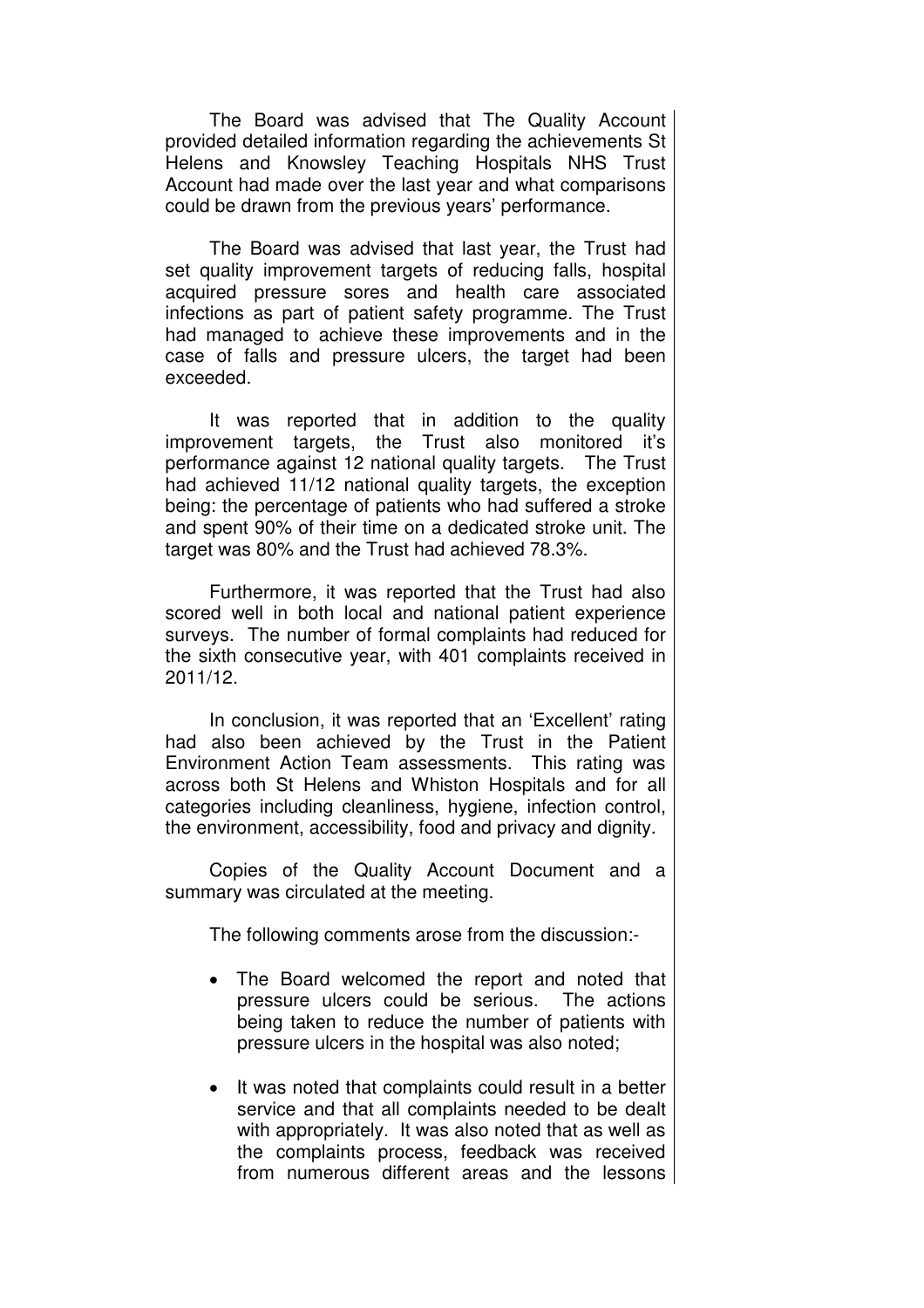The Board was advised that The Quality Account provided detailed information regarding the achievements St Helens and Knowsley Teaching Hospitals NHS Trust Account had made over the last year and what comparisons could be drawn from the previous years' performance.

The Board was advised that last year, the Trust had set quality improvement targets of reducing falls, hospital acquired pressure sores and health care associated infections as part of patient safety programme. The Trust had managed to achieve these improvements and in the case of falls and pressure ulcers, the target had been exceeded.

It was reported that in addition to the quality improvement targets, the Trust also monitored it's performance against 12 national quality targets. The Trust had achieved 11/12 national quality targets, the exception being: the percentage of patients who had suffered a stroke and spent 90% of their time on a dedicated stroke unit. The target was 80% and the Trust had achieved 78.3%.

Furthermore, it was reported that the Trust had also scored well in both local and national patient experience surveys. The number of formal complaints had reduced for the sixth consecutive year, with 401 complaints received in 2011/12.

In conclusion, it was reported that an 'Excellent' rating had also been achieved by the Trust in the Patient Environment Action Team assessments. This rating was across both St Helens and Whiston Hospitals and for all categories including cleanliness, hygiene, infection control, the environment, accessibility, food and privacy and dignity.

Copies of the Quality Account Document and a summary was circulated at the meeting.

The following comments arose from the discussion:-

- The Board welcomed the report and noted that pressure ulcers could be serious. The actions being taken to reduce the number of patients with pressure ulcers in the hospital was also noted;

- It was noted that complaints could result in a better service and that all complaints needed to be dealt with appropriately. It was also noted that as well as the complaints process, feedback was received from numerous different areas and the lessons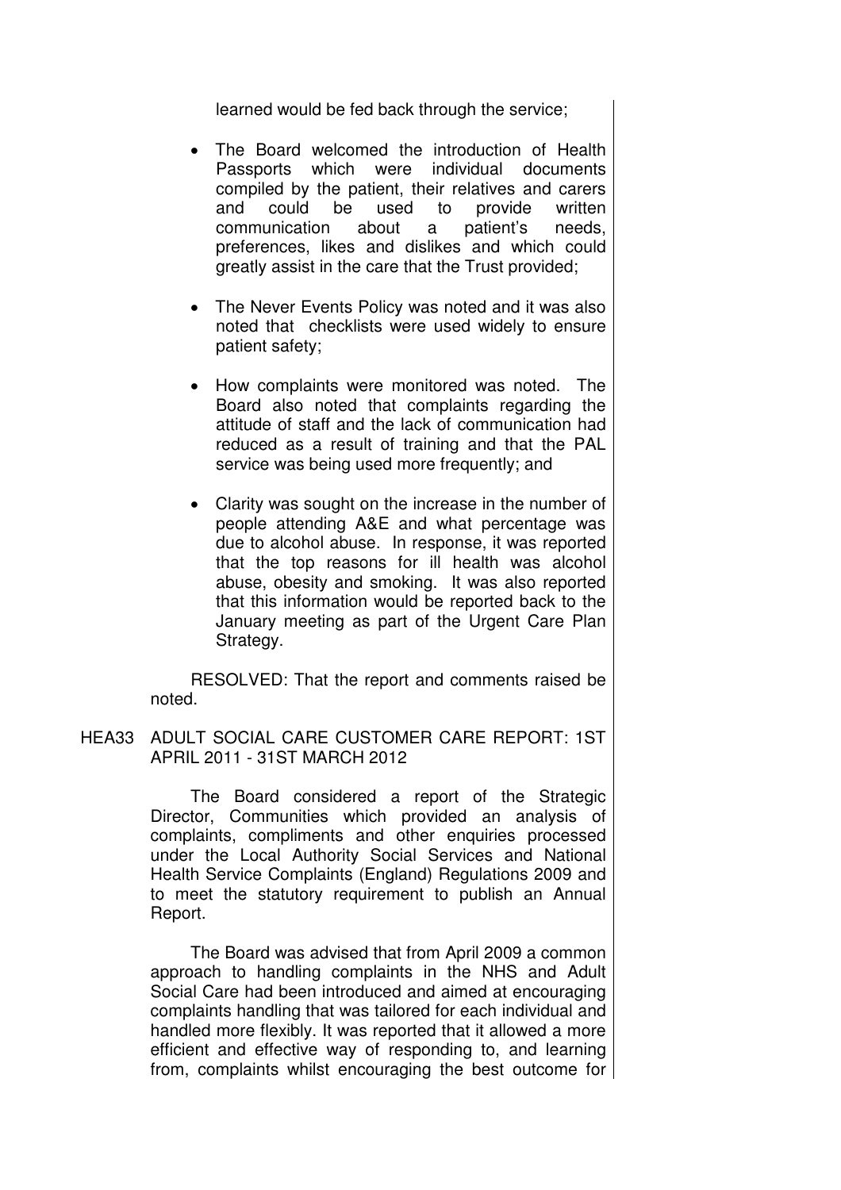learned would be fed back through the service;

- The Board welcomed the introduction of Health Passports which were individual documents compiled by the patient, their relatives and carers and could be used to provide written communication about a patient's needs, preferences, likes and dislikes and which could greatly assist in the care that the Trust provided;

- The Never Events Policy was noted and it was also noted that checklists were used widely to ensure patient safety;

- How complaints were monitored was noted. The Board also noted that complaints regarding the attitude of staff and the lack of communication had reduced as a result of training and that the PAL service was being used more frequently; and

- Clarity was sought on the increase in the number of people attending A&E and what percentage was due to alcohol abuse. In response, it was reported that the top reasons for ill health was alcohol abuse, obesity and smoking. It was also reported that this information would be reported back to the January meeting as part of the Urgent Care Plan Strategy.

RESOLVED: That the report and comments raised be noted.

HEA33 ADULT SOCIAL CARE CUSTOMER CARE REPORT: 1ST APRIL 2011 - 31ST MARCH 2012

The Board considered a report of the Strategic Director, Communities which provided an analysis of complaints, compliments and other enquiries processed under the Local Authority Social Services and National Health Service Complaints (England) Regulations 2009 and to meet the statutory requirement to publish an Annual Report.

The Board was advised that from April 2009 a common approach to handling complaints in the NHS and Adult Social Care had been introduced and aimed at encouraging complaints handling that was tailored for each individual and handled more flexibly. It was reported that it allowed a more efficient and effective way of responding to, and learning from, complaints whilst encouraging the best outcome for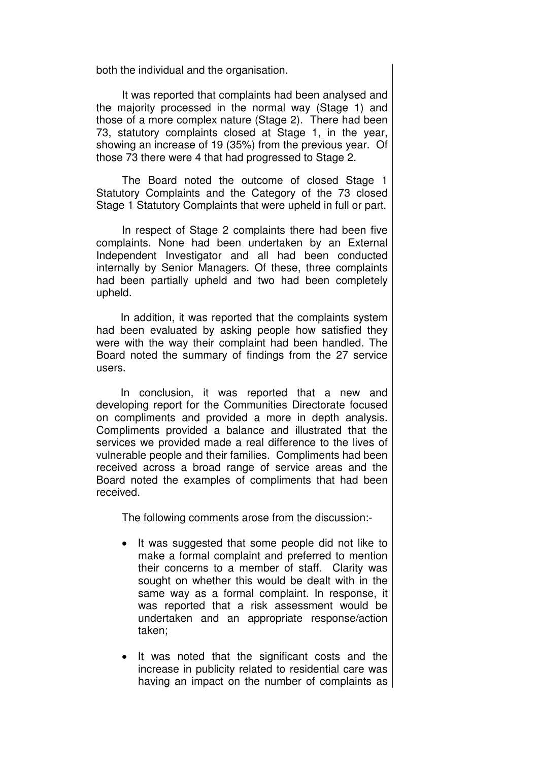both the individual and the organisation.

It was reported that complaints had been analysed and the majority processed in the normal way (Stage 1) and those of a more complex nature (Stage 2). There had been 73, statutory complaints closed at Stage 1, in the year, showing an increase of 19 (35%) from the previous year. Of those 73 there were 4 that had progressed to Stage 2.

The Board noted the outcome of closed Stage 1 Statutory Complaints and the Category of the 73 closed Stage 1 Statutory Complaints that were upheld in full or part.

In respect of Stage 2 complaints there had been five complaints. None had been undertaken by an External Independent Investigator and all had been conducted internally by Senior Managers. Of these, three complaints had been partially upheld and two had been completely upheld.

In addition, it was reported that the complaints system had been evaluated by asking people how satisfied they were with the way their complaint had been handled. The Board noted the summary of findings from the 27 service users.

In conclusion, it was reported that a new and developing report for the Communities Directorate focused on compliments and provided a more in depth analysis. Compliments provided a balance and illustrated that the services we provided made a real difference to the lives of vulnerable people and their families. Compliments had been received across a broad range of service areas and the Board noted the examples of compliments that had been received.

The following comments arose from the discussion:-

- It was suggested that some people did not like to make a formal complaint and preferred to mention their concerns to a member of staff. Clarity was sought on whether this would be dealt with in the same way as a formal complaint. In response, it was reported that a risk assessment would be undertaken and an appropriate response/action taken;

- It was noted that the significant costs and the increase in publicity related to residential care was having an impact on the number of complaints as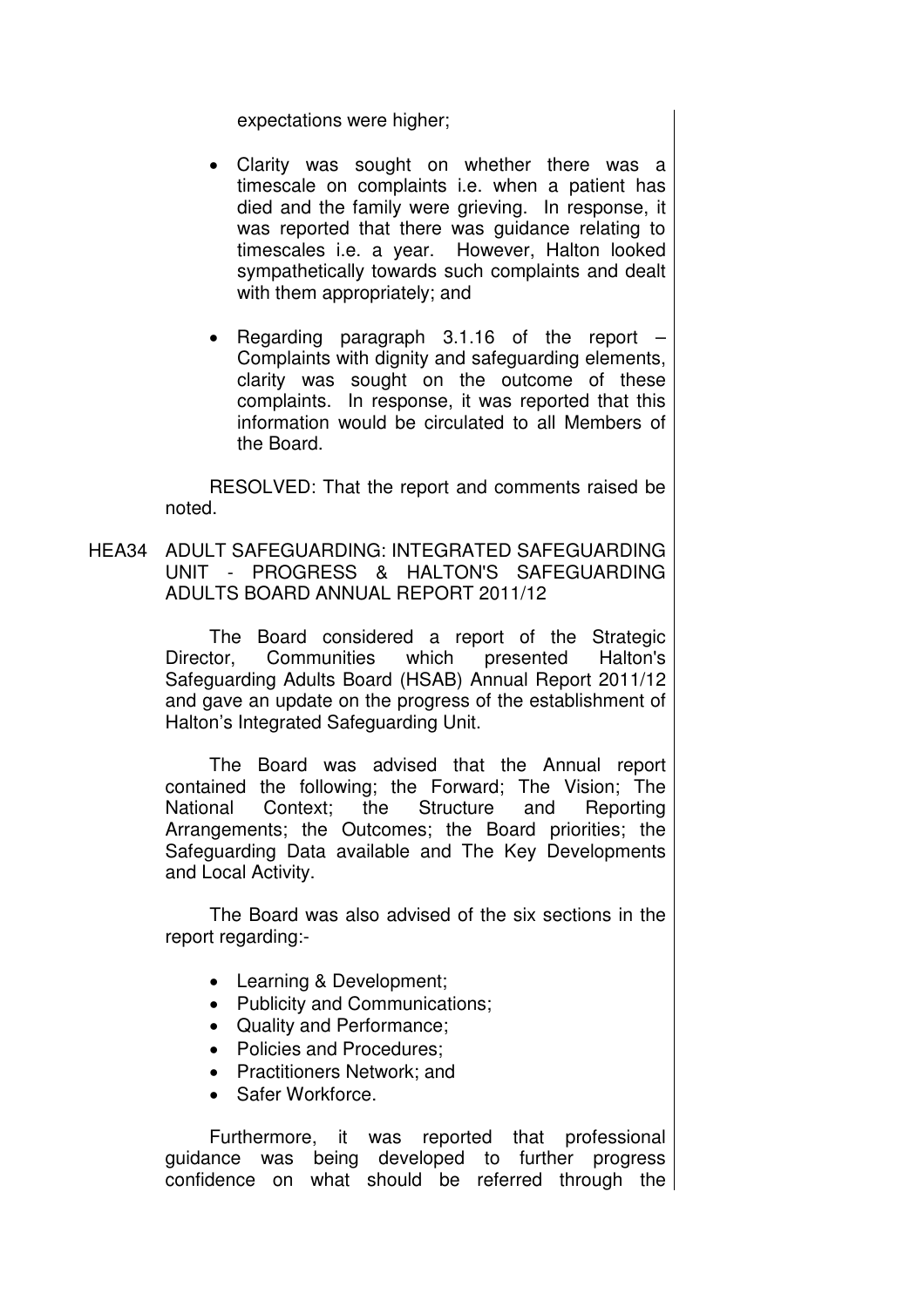expectations were higher;

- Clarity was sought on whether there was a timescale on complaints i.e. when a patient has died and the family were grieving. In response, it was reported that there was guidance relating to timescales i.e. a year. However, Halton looked sympathetically towards such complaints and dealt with them appropriately; and

- Regarding paragraph 3.1.16 of the report – Complaints with dignity and safeguarding elements, clarity was sought on the outcome of these complaints. In response, it was reported that this information would be circulated to all Members of the Board.

RESOLVED: That the report and comments raised be noted.

HEA34 ADULT SAFEGUARDING: INTEGRATED SAFEGUARDING UNIT - PROGRESS & HALTON'S SAFEGUARDING ADULTS BOARD ANNUAL REPORT 2011/12

The Board considered a report of the Strategic Director, Communities which presented Halton's Safeguarding Adults Board (HSAB) Annual Report 2011/12 and gave an update on the progress of the establishment of Halton's Integrated Safeguarding Unit.

The Board was advised that the Annual report contained the following; the Forward; The Vision; The National Context; the Structure and Reporting Arrangements; the Outcomes; the Board priorities; the Safeguarding Data available and The Key Developments and Local Activity.

The Board was also advised of the six sections in the report regarding:-

- Learning & Development;
- Publicity and Communications;
- Quality and Performance;
- Policies and Procedures;
- Practitioners Network; and
- Safer Workforce.

Furthermore, it was reported that professional guidance was being developed to further progress confidence on what should be referred through the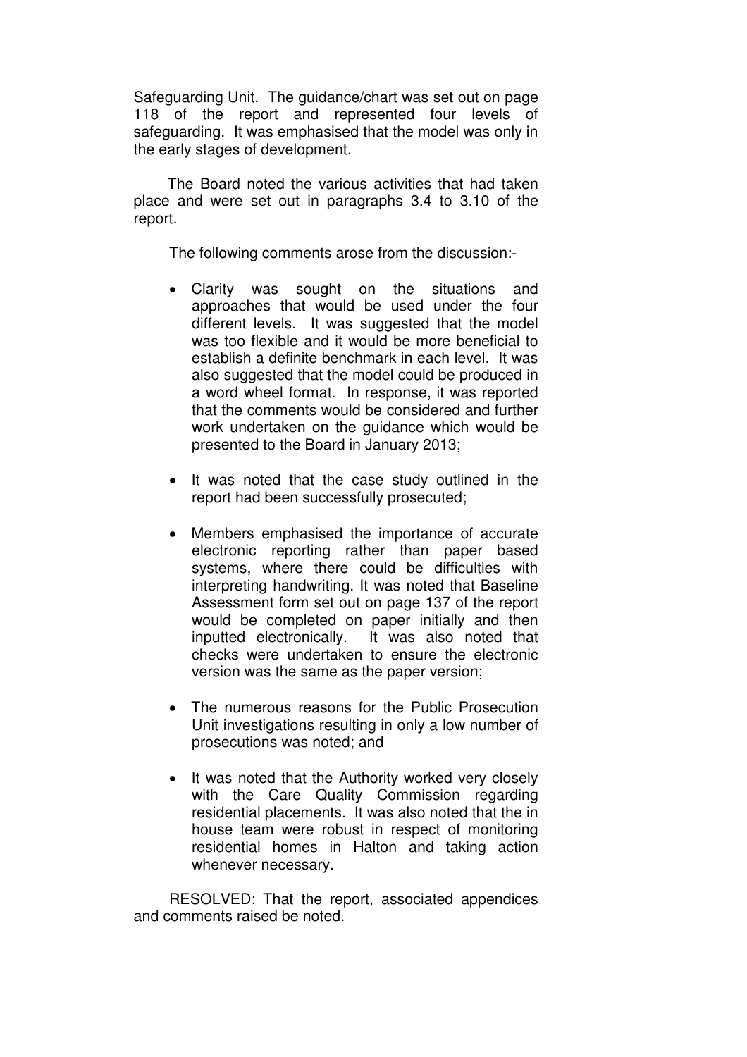Safeguarding Unit. The guidance/chart was set out on page 118 of the report and represented four levels of safeguarding. It was emphasised that the model was only in the early stages of development.

The Board noted the various activities that had taken place and were set out in paragraphs 3.4 to 3.10 of the report.

The following comments arose from the discussion:-

- Clarity was sought on the situations and approaches that would be used under the four different levels. It was suggested that the model was too flexible and it would be more beneficial to establish a definite benchmark in each level. It was also suggested that the model could be produced in a word wheel format. In response, it was reported that the comments would be considered and further work undertaken on the guidance which would be presented to the Board in January 2013;

- It was noted that the case study outlined in the report had been successfully prosecuted;

- Members emphasised the importance of accurate electronic reporting rather than paper based systems, where there could be difficulties with interpreting handwriting. It was noted that Baseline Assessment form set out on page 137 of the report would be completed on paper initially and then inputted electronically. It was also noted that checks were undertaken to ensure the electronic version was the same as the paper version;

- The numerous reasons for the Public Prosecution Unit investigations resulting in only a low number of prosecutions was noted; and

- It was noted that the Authority worked very closely with the Care Quality Commission regarding residential placements. It was also noted that the in house team were robust in respect of monitoring residential homes in Halton and taking action whenever necessary.

RESOLVED: That the report, associated appendices and comments raised be noted.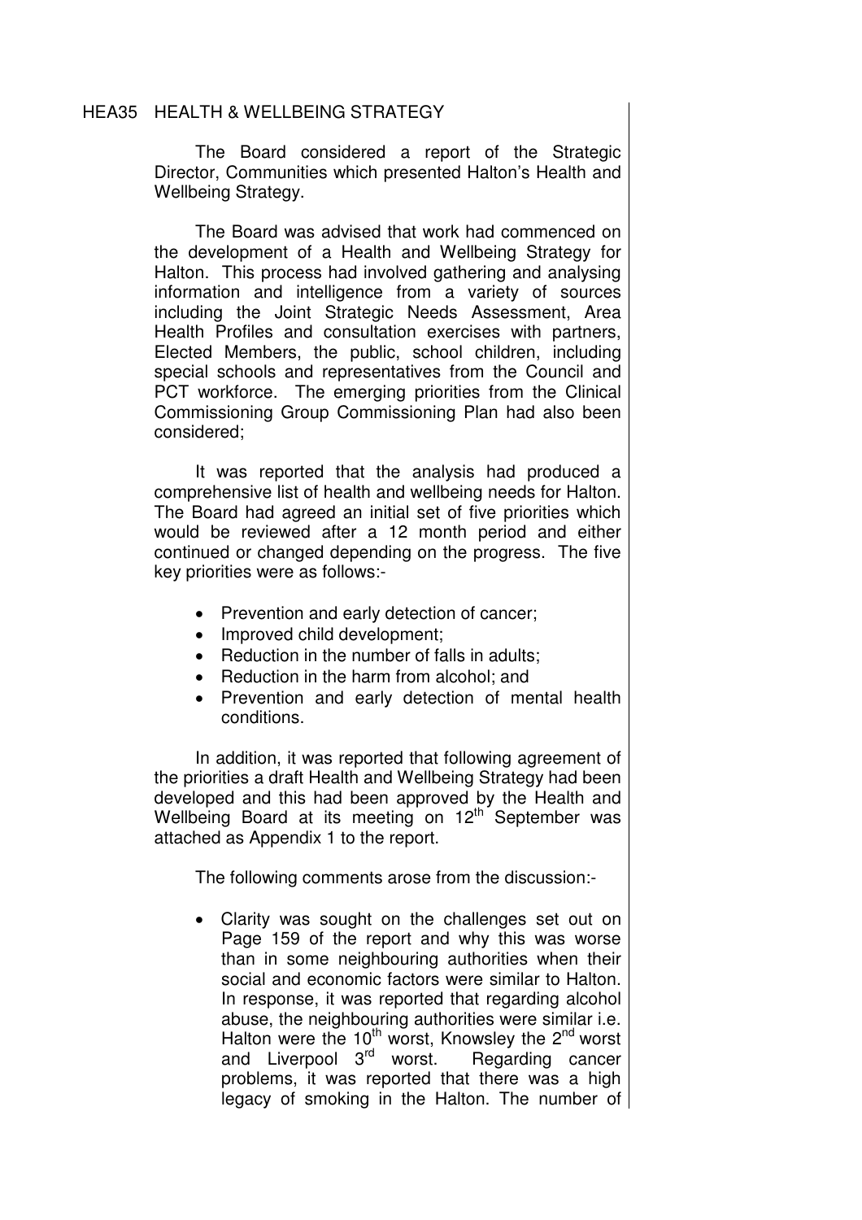## HEA35 HEALTH & WELLBEING STRATEGY

The Board considered a report of the Strategic Director, Communities which presented Halton's Health and Wellbeing Strategy.

The Board was advised that work had commenced on the development of a Health and Wellbeing Strategy for Halton. This process had involved gathering and analysing information and intelligence from a variety of sources including the Joint Strategic Needs Assessment, Area Health Profiles and consultation exercises with partners, Elected Members, the public, school children, including special schools and representatives from the Council and PCT workforce. The emerging priorities from the Clinical Commissioning Group Commissioning Plan had also been considered;

It was reported that the analysis had produced a comprehensive list of health and wellbeing needs for Halton. The Board had agreed an initial set of five priorities which would be reviewed after a 12 month period and either continued or changed depending on the progress. The five key priorities were as follows:-

- Prevention and early detection of cancer;
- Improved child development;
- Reduction in the number of falls in adults;
- Reduction in the harm from alcohol; and
- Prevention and early detection of mental health conditions.

In addition, it was reported that following agreement of the priorities a draft Health and Wellbeing Strategy had been developed and this had been approved by the Health and Wellbeing Board at its meeting on 12th September was attached as Appendix 1 to the report.

The following comments arose from the discussion:-

- Clarity was sought on the challenges set out on Page 159 of the report and why this was worse than in some neighbouring authorities when their social and economic factors were similar to Halton. In response, it was reported that regarding alcohol abuse, the neighbouring authorities were similar i.e. Halton were the 10th worst, Knowsley the 2nd worst and Liverpool 3rd worst. Regarding cancer problems, it was reported that there was a high legacy of smoking in the Halton. The number of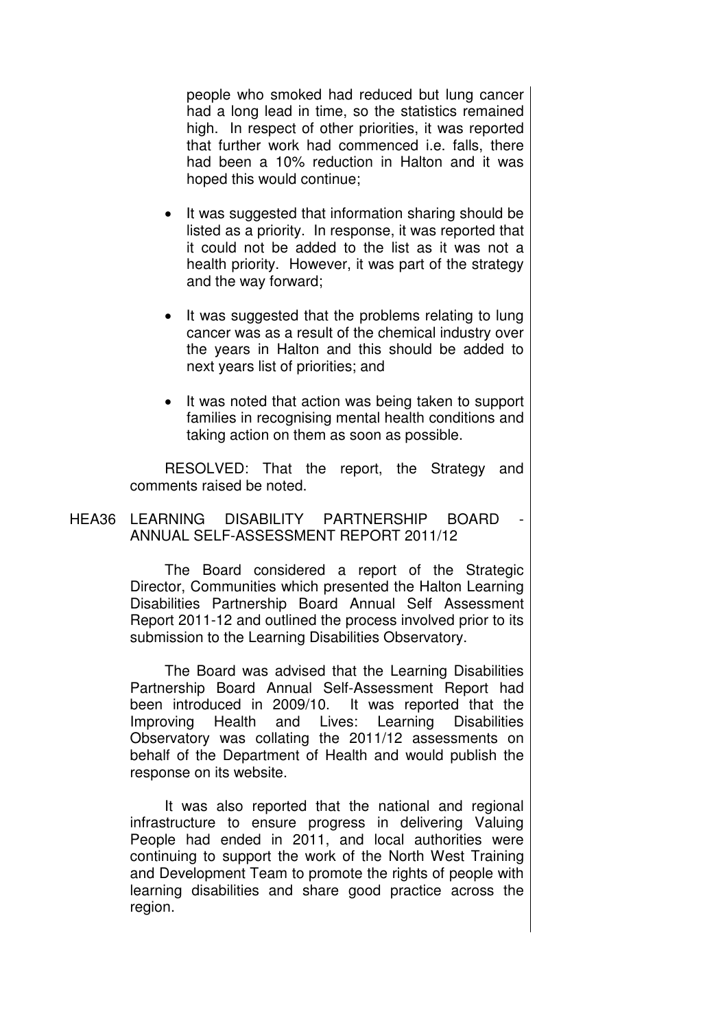people who smoked had reduced but lung cancer had a long lead in time, so the statistics remained high. In respect of other priorities, it was reported that further work had commenced i.e. falls, there had been a 10% reduction in Halton and it was hoped this would continue;

- It was suggested that information sharing should be listed as a priority. In response, it was reported that it could not be added to the list as it was not a health priority. However, it was part of the strategy and the way forward;
- It was suggested that the problems relating to lung cancer was as a result of the chemical industry over the years in Halton and this should be added to next years list of priorities; and
- It was noted that action was being taken to support families in recognising mental health conditions and taking action on them as soon as possible.

RESOLVED: That the report, the Strategy and comments raised be noted.

HEA36 LEARNING DISABILITY PARTNERSHIP BOARD - ANNUAL SELF-ASSESSMENT REPORT 2011/12

The Board considered a report of the Strategic Director, Communities which presented the Halton Learning Disabilities Partnership Board Annual Self Assessment Report 2011-12 and outlined the process involved prior to its submission to the Learning Disabilities Observatory.

The Board was advised that the Learning Disabilities Partnership Board Annual Self-Assessment Report had been introduced in 2009/10. It was reported that the Improving Health and Lives: Learning Disabilities Observatory was collating the 2011/12 assessments on behalf of the Department of Health and would publish the response on its website.

It was also reported that the national and regional infrastructure to ensure progress in delivering Valuing People had ended in 2011, and local authorities were continuing to support the work of the North West Training and Development Team to promote the rights of people with learning disabilities and share good practice across the region.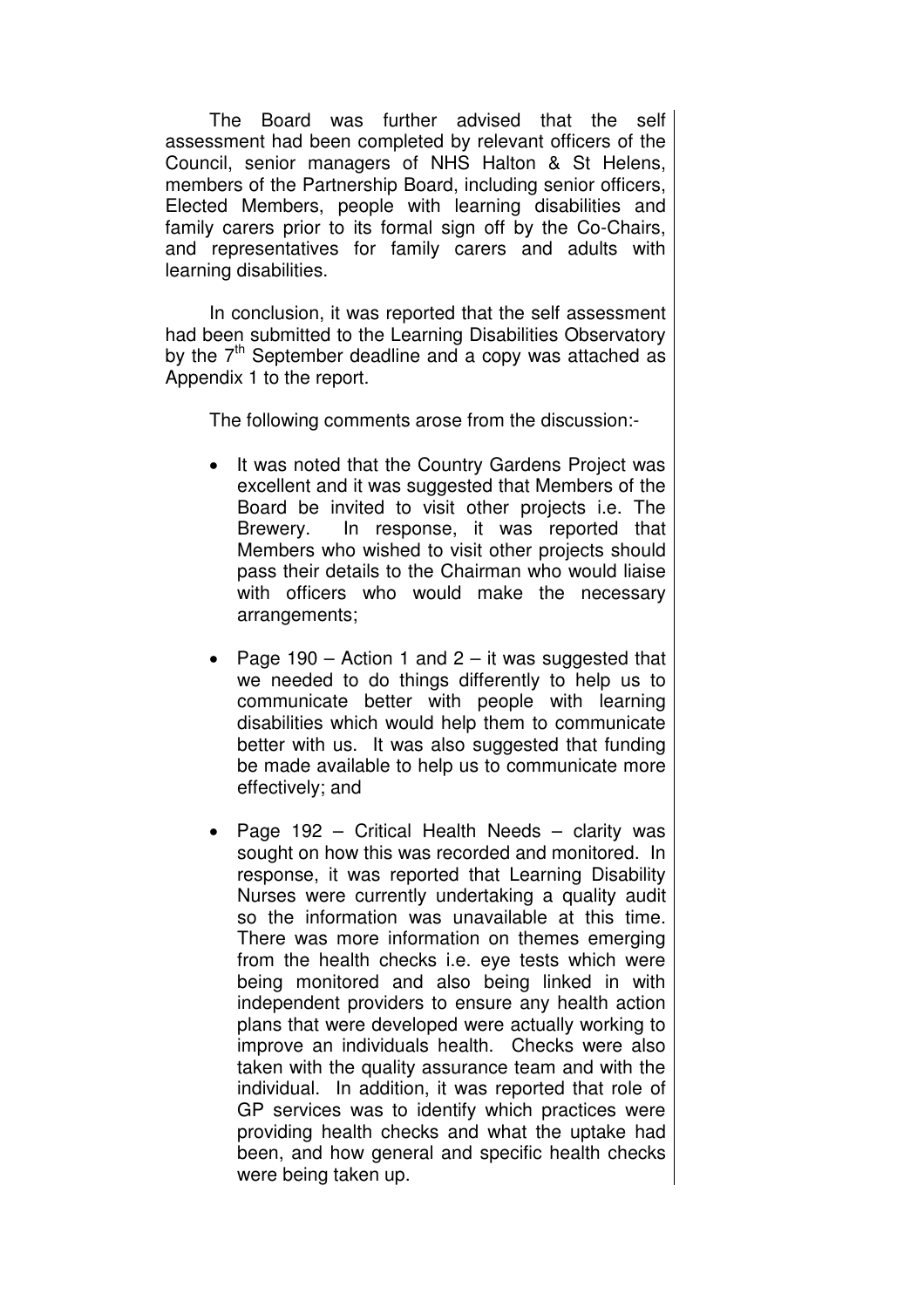The Board was further advised that the self assessment had been completed by relevant officers of the Council, senior managers of NHS Halton & St Helens, members of the Partnership Board, including senior officers, Elected Members, people with learning disabilities and family carers prior to its formal sign off by the Co-Chairs, and representatives for family carers and adults with learning disabilities.

In conclusion, it was reported that the self assessment had been submitted to the Learning Disabilities Observatory by the 7th September deadline and a copy was attached as Appendix 1 to the report.

The following comments arose from the discussion:-

- It was noted that the Country Gardens Project was excellent and it was suggested that Members of the Board be invited to visit other projects i.e. The Brewery. In response, it was reported that Members who wished to visit other projects should pass their details to the Chairman who would liaise with officers who would make the necessary arrangements;

- Page 190 – Action 1 and 2 – it was suggested that we needed to do things differently to help us to communicate better with people with learning disabilities which would help them to communicate better with us. It was also suggested that funding be made available to help us to communicate more effectively; and

- Page 192 – Critical Health Needs – clarity was sought on how this was recorded and monitored. In response, it was reported that Learning Disability Nurses were currently undertaking a quality audit so the information was unavailable at this time. There was more information on themes emerging from the health checks i.e. eye tests which were being monitored and also being linked in with independent providers to ensure any health action plans that were developed were actually working to improve an individuals health. Checks were also taken with the quality assurance team and with the individual. In addition, it was reported that role of GP services was to identify which practices were providing health checks and what the uptake had been, and how general and specific health checks were being taken up.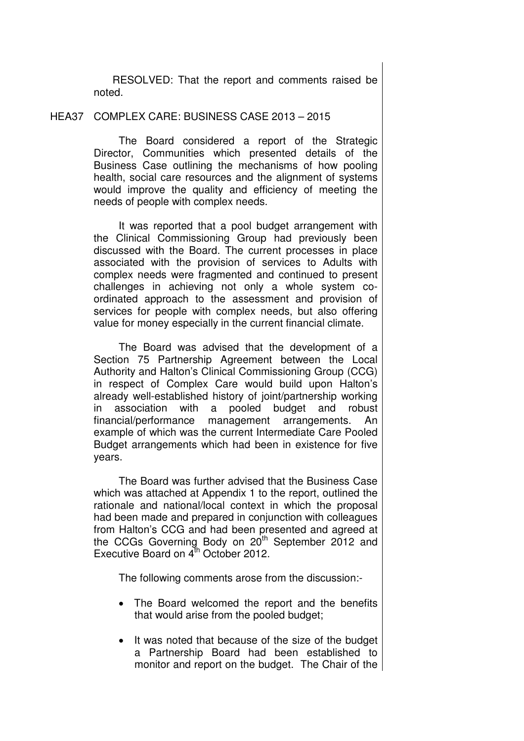RESOLVED: That the report and comments raised be noted.

## HEA37 COMPLEX CARE: BUSINESS CASE 2013 – 2015

The Board considered a report of the Strategic Director, Communities which presented details of the Business Case outlining the mechanisms of how pooling health, social care resources and the alignment of systems would improve the quality and efficiency of meeting the needs of people with complex needs.

It was reported that a pool budget arrangement with the Clinical Commissioning Group had previously been discussed with the Board. The current processes in place associated with the provision of services to Adults with complex needs were fragmented and continued to present challenges in achieving not only a whole system co-ordinated approach to the assessment and provision of services for people with complex needs, but also offering value for money especially in the current financial climate.

The Board was advised that the development of a Section 75 Partnership Agreement between the Local Authority and Halton's Clinical Commissioning Group (CCG) in respect of Complex Care would build upon Halton's already well-established history of joint/partnership working in association with a pooled budget and robust financial/performance management arrangements. An example of which was the current Intermediate Care Pooled Budget arrangements which had been in existence for five years.

The Board was further advised that the Business Case which was attached at Appendix 1 to the report, outlined the rationale and national/local context in which the proposal had been made and prepared in conjunction with colleagues from Halton's CCG and had been presented and agreed at the CCGs Governing Body on 20th September 2012 and Executive Board on 4th October 2012.

The following comments arose from the discussion:-

- The Board welcomed the report and the benefits that would arise from the pooled budget;
- It was noted that because of the size of the budget a Partnership Board had been established to monitor and report on the budget. The Chair of the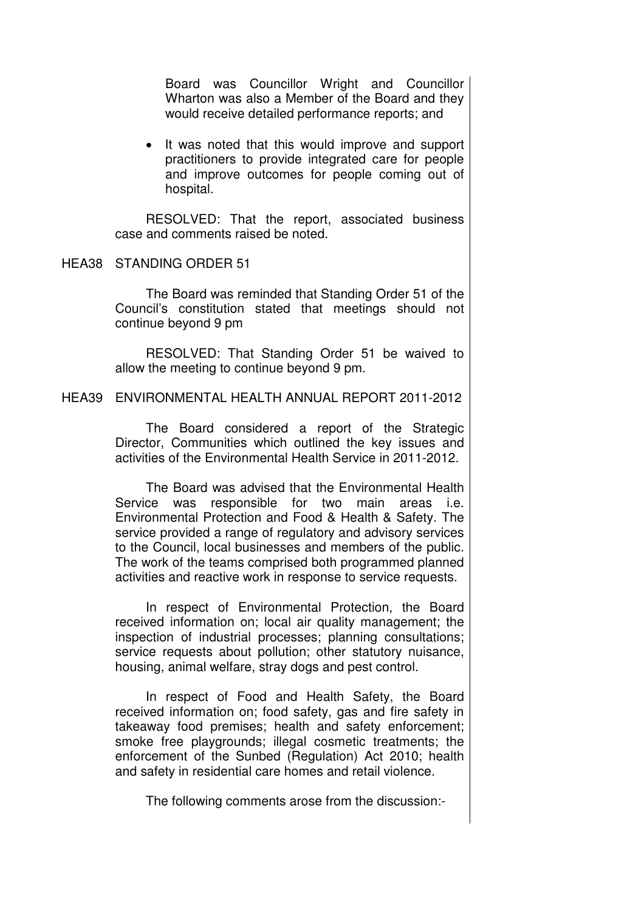Board was Councillor Wright and Councillor Wharton was also a Member of the Board and they would receive detailed performance reports; and

- It was noted that this would improve and support practitioners to provide integrated care for people and improve outcomes for people coming out of hospital.

RESOLVED: That the report, associated business case and comments raised be noted.

HEA38 STANDING ORDER 51

The Board was reminded that Standing Order 51 of the Council's constitution stated that meetings should not continue beyond 9 pm

RESOLVED: That Standing Order 51 be waived to allow the meeting to continue beyond 9 pm.

HEA39 ENVIRONMENTAL HEALTH ANNUAL REPORT 2011-2012

The Board considered a report of the Strategic Director, Communities which outlined the key issues and activities of the Environmental Health Service in 2011-2012.

The Board was advised that the Environmental Health Service was responsible for two main areas i.e. Environmental Protection and Food & Health & Safety. The service provided a range of regulatory and advisory services to the Council, local businesses and members of the public. The work of the teams comprised both programmed planned activities and reactive work in response to service requests.

In respect of Environmental Protection, the Board received information on; local air quality management; the inspection of industrial processes; planning consultations; service requests about pollution; other statutory nuisance, housing, animal welfare, stray dogs and pest control.

In respect of Food and Health Safety, the Board received information on; food safety, gas and fire safety in takeaway food premises; health and safety enforcement; smoke free playgrounds; illegal cosmetic treatments; the enforcement of the Sunbed (Regulation) Act 2010; health and safety in residential care homes and retail violence.

The following comments arose from the discussion:-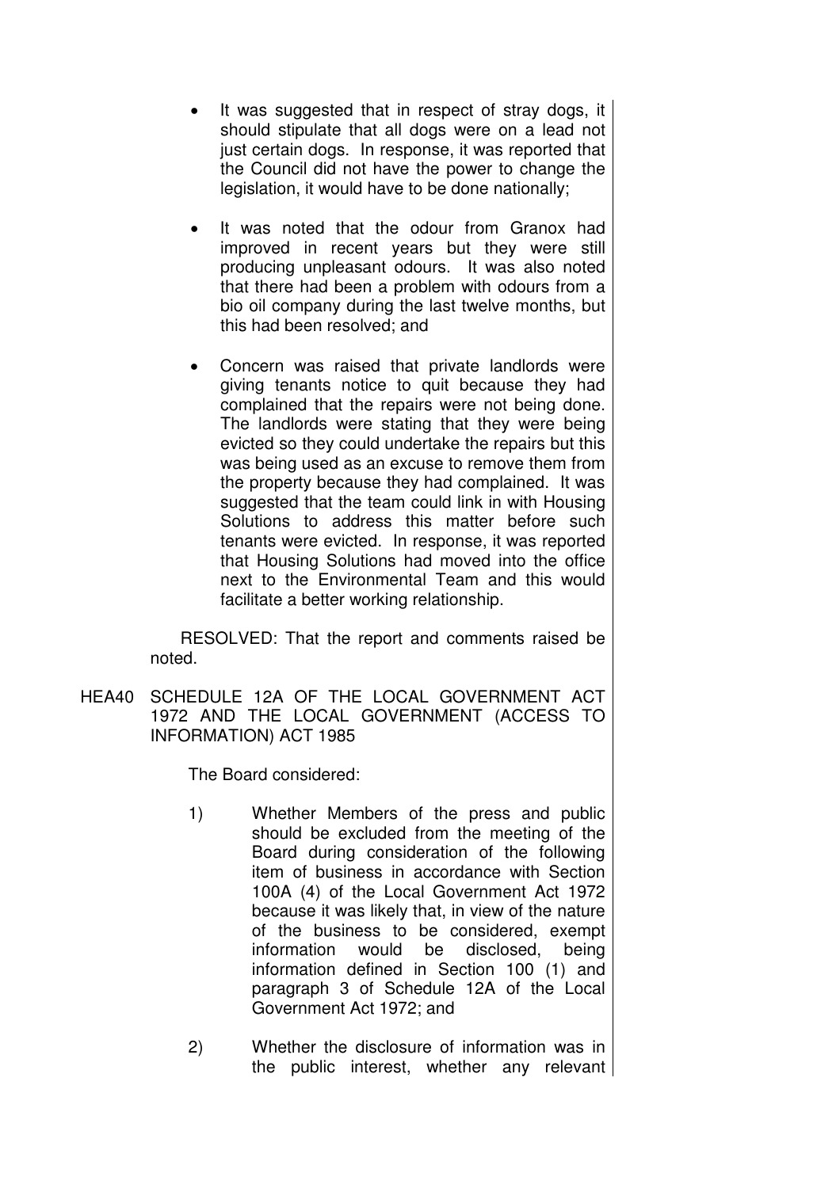- It was suggested that in respect of stray dogs, it should stipulate that all dogs were on a lead not just certain dogs. In response, it was reported that the Council did not have the power to change the legislation, it would have to be done nationally;

- It was noted that the odour from Granox had improved in recent years but they were still producing unpleasant odours. It was also noted that there had been a problem with odours from a bio oil company during the last twelve months, but this had been resolved; and

- Concern was raised that private landlords were giving tenants notice to quit because they had complained that the repairs were not being done. The landlords were stating that they were being evicted so they could undertake the repairs but this was being used as an excuse to remove them from the property because they had complained. It was suggested that the team could link in with Housing Solutions to address this matter before such tenants were evicted. In response, it was reported that Housing Solutions had moved into the office next to the Environmental Team and this would facilitate a better working relationship.

RESOLVED: That the report and comments raised be noted.

HEA40 SCHEDULE 12A OF THE LOCAL GOVERNMENT ACT 1972 AND THE LOCAL GOVERNMENT (ACCESS TO INFORMATION) ACT 1985

The Board considered:

1) Whether Members of the press and public should be excluded from the meeting of the Board during consideration of the following item of business in accordance with Section 100A (4) of the Local Government Act 1972 because it was likely that, in view of the nature of the business to be considered, exempt information would be disclosed, being information defined in Section 100 (1) and paragraph 3 of Schedule 12A of the Local Government Act 1972; and

2) Whether the disclosure of information was in the public interest, whether any relevant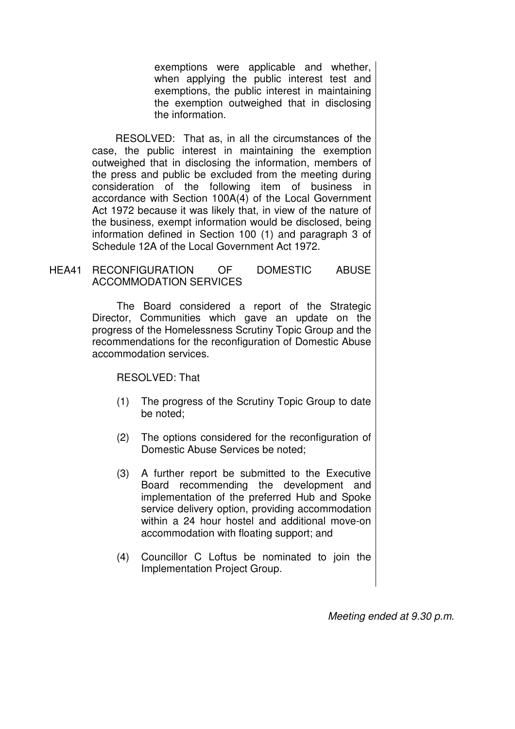exemptions were applicable and whether, when applying the public interest test and exemptions, the public interest in maintaining the exemption outweighed that in disclosing the information.

RESOLVED: That as, in all the circumstances of the case, the public interest in maintaining the exemption outweighed that in disclosing the information, members of the press and public be excluded from the meeting during consideration of the following item of business in accordance with Section 100A(4) of the Local Government Act 1972 because it was likely that, in view of the nature of the business, exempt information would be disclosed, being information defined in Section 100 (1) and paragraph 3 of Schedule 12A of the Local Government Act 1972.

HEA41 RECONFIGURATION OF DOMESTIC ABUSE ACCOMMODATION SERVICES

The Board considered a report of the Strategic Director, Communities which gave an update on the progress of the Homelessness Scrutiny Topic Group and the recommendations for the reconfiguration of Domestic Abuse accommodation services.

RESOLVED: That

(1) The progress of the Scrutiny Topic Group to date be noted;

(2) The options considered for the reconfiguration of Domestic Abuse Services be noted;

(3) A further report be submitted to the Executive Board recommending the development and implementation of the preferred Hub and Spoke service delivery option, providing accommodation within a 24 hour hostel and additional move-on accommodation with floating support; and

(4) Councillor C Loftus be nominated to join the Implementation Project Group.

*Meeting ended at 9.30 p.m.*